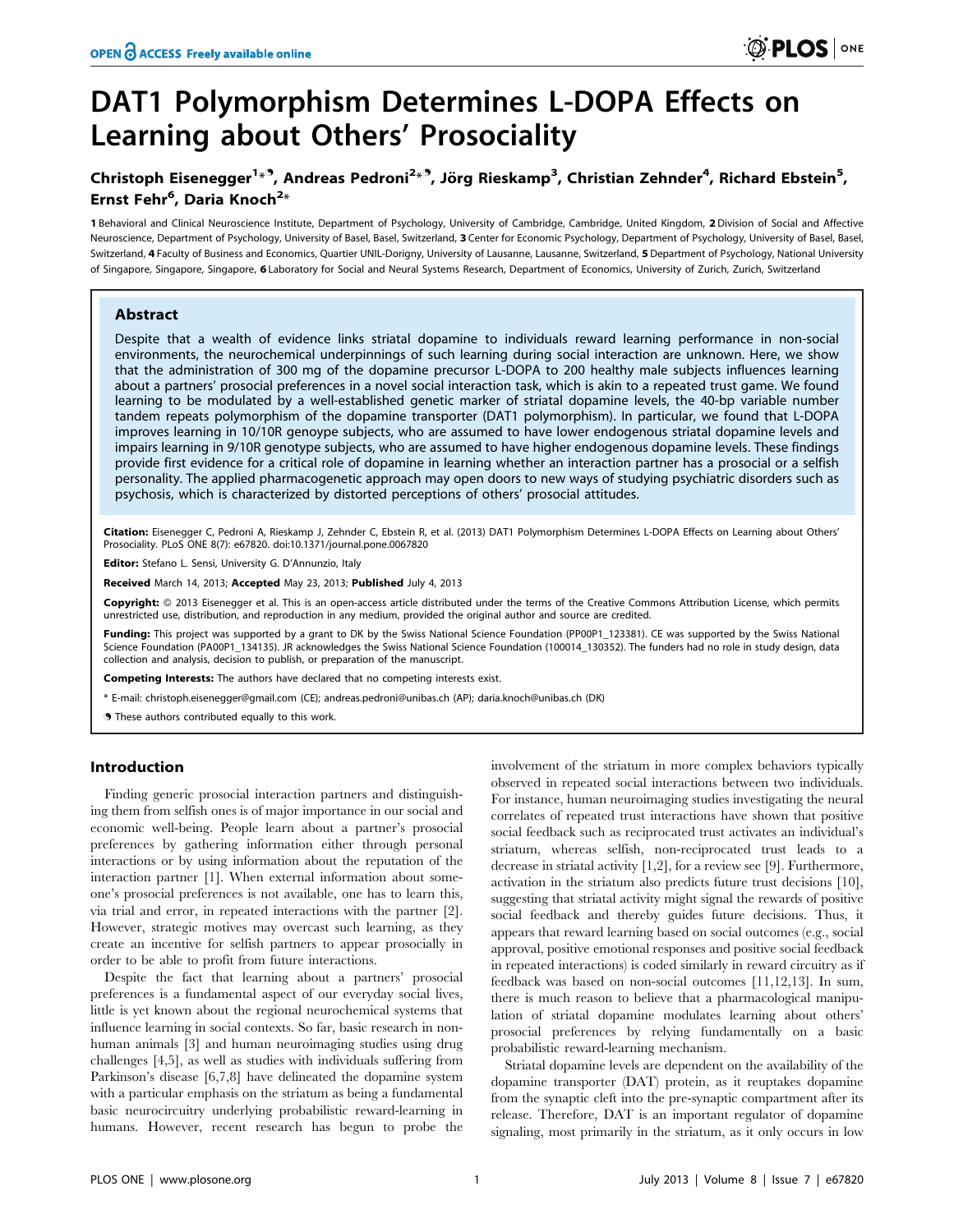# DAT1 Polymorphism Determines L-DOPA Effects on Learning about Others' Prosociality

**Christoph Eisenegger[1]*⁹, Andreas Pedroni[2]*⁹, Jörg Rieskamp[3], Christian Zehnder[4], Richard Ebstein[5], Ernst Fehr[6], Daria Knoch[2]***

[1] Behavioral and Clinical Neuroscience Institute, Department of Psychology, University of Cambridge, Cambridge, United Kingdom, [2] Division of Social and Affective Neuroscience, Department of Psychology, University of Basel, Basel, Switzerland, [3] Center for Economic Psychology, Department of Psychology, University of Basel, Basel, Switzerland, [4] Faculty of Business and Economics, Quartier UNIL-Dorigny, University of Lausanne, Lausanne, Switzerland, [5] Department of Psychology, National University of Singapore, Singapore, Singapore, [6] Laboratory for Social and Neural Systems Research, Department of Economics, University of Zurich, Zurich, Switzerland

## Abstract

Despite that a wealth of evidence links striatal dopamine to individuals reward learning performance in non-social environments, the neurochemical underpinnings of such learning during social interaction are unknown. Here, we show that the administration of 300 mg of the dopamine precursor L-DOPA to 200 healthy male subjects influences learning about a partners' prosocial preferences in a novel social interaction task, which is akin to a repeated trust game. We found learning to be modulated by a well-established genetic marker of striatal dopamine levels, the 40-bp variable number tandem repeats polymorphism of the dopamine transporter (DAT1 polymorphism). In particular, we found that L-DOPA improves learning in 10/10R genoype subjects, who are assumed to have lower endogenous striatal dopamine levels and impairs learning in 9/10R genotype subjects, who are assumed to have higher endogenous dopamine levels. These findings provide first evidence for a critical role of dopamine in learning whether an interaction partner has a prosocial or a selfish personality. The applied pharmacogenetic approach may open doors to new ways of studying psychiatric disorders such as psychosis, which is characterized by distorted perceptions of others' prosocial attitudes.

**Citation:** Eisenegger C, Pedroni A, Rieskamp J, Zehnder C, Ebstein R, et al. (2013) DAT1 Polymorphism Determines L-DOPA Effects on Learning about Others' Prosociality. PLoS ONE 8(7): e67820. doi:10.1371/journal.pone.0067820

**Editor:** Stefano L. Sensi, University G. D'Annunzio, Italy

**Received** March 14, 2013; **Accepted** May 23, 2013; **Published** July 4, 2013

**Copyright:** © 2013 Eisenegger et al. This is an open-access article distributed under the terms of the Creative Commons Attribution License, which permits unrestricted use, distribution, and reproduction in any medium, provided the original author and source are credited.

**Funding:** This project was supported by a grant to DK by the Swiss National Science Foundation (PP00P1_123381). CE was supported by the Swiss National Science Foundation (PA00P1_134135). JR acknowledges the Swiss National Science Foundation (100014_130352). The funders had no role in study design, data collection and analysis, decision to publish, or preparation of the manuscript.

**Competing Interests:** The authors have declared that no competing interests exist.

* E-mail: christoph.eisenegger@gmail.com (CE); andreas.pedroni@unibas.ch (AP); daria.knoch@unibas.ch (DK)

⁹ These authors contributed equally to this work.

## Introduction

Finding generic prosocial interaction partners and distinguishing them from selfish ones is of major importance in our social and economic well-being. People learn about a partner's prosocial preferences by gathering information either through personal interactions or by using information about the reputation of the interaction partner [1]. When external information about someone's prosocial preferences is not available, one has to learn this, via trial and error, in repeated interactions with the partner [2]. However, strategic motives may overcast such learning, as they create an incentive for selfish partners to appear prosocially in order to be able to profit from future interactions.

Despite the fact that learning about a partners' prosocial preferences is a fundamental aspect of our everyday social lives, little is yet known about the regional neurochemical systems that influence learning in social contexts. So far, basic research in non-human animals [3] and human neuroimaging studies using drug challenges [4,5], as well as studies with individuals suffering from Parkinson's disease [6,7,8] have delineated the dopamine system with a particular emphasis on the striatum as being a fundamental basic neurocircuitry underlying probabilistic reward-learning in humans. However, recent research has begun to probe the involvement of the striatum in more complex behaviors typically observed in repeated social interactions between two individuals. For instance, human neuroimaging studies investigating the neural correlates of repeated trust interactions have shown that positive social feedback such as reciprocated trust activates an individual's striatum, whereas selfish, non-reciprocated trust leads to a decrease in striatal activity [1,2], for a review see [9]. Furthermore, activation in the striatum also predicts future trust decisions [10], suggesting that striatal activity might signal the rewards of positive social feedback and thereby guides future decisions. Thus, it appears that reward learning based on social outcomes (e.g., social approval, positive emotional responses and positive social feedback in repeated interactions) is coded similarly in reward circuitry as if feedback was based on non-social outcomes [11,12,13]. In sum, there is much reason to believe that a pharmacological manipulation of striatal dopamine modulates learning about others' prosocial preferences by relying fundamentally on a basic probabilistic reward-learning mechanism.

Striatal dopamine levels are dependent on the availability of the dopamine transporter (DAT) protein, as it reuptakes dopamine from the synaptic cleft into the pre-synaptic compartment after its release. Therefore, DAT is an important regulator of dopamine signaling, most primarily in the striatum, as it only occurs in low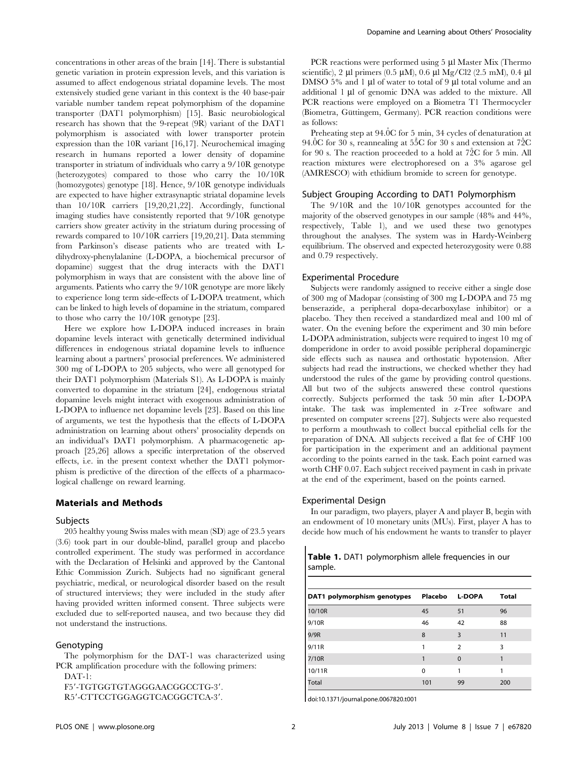concentrations in other areas of the brain [14]. There is substantial genetic variation in protein expression levels, and this variation is assumed to affect endogenous striatal dopamine levels. The most extensively studied gene variant in this context is the 40 base-pair variable number tandem repeat polymorphism of the dopamine transporter (DAT1 polymorphism) [15]. Basic neurobiological research has shown that the 9-repeat (9R) variant of the DAT1 polymorphism is associated with lower transporter protein expression than the 10R variant [16,17]. Neurochemical imaging research in humans reported a lower density of dopamine transporter in striatum of individuals who carry a 9/10R genotype (heterozygotes) compared to those who carry the 10/10R (homozygotes) genotype [18]. Hence, 9/10R genotype individuals are expected to have higher extrasynaptic striatal dopamine levels than 10/10R carriers [19,20,21,22]. Accordingly, functional imaging studies have consistently reported that 9/10R genotype carriers show greater activity in the striatum during processing of rewards compared to 10/10R carriers [19,20,21]. Data stemming from Parkinson's disease patients who are treated with L-dihydroxy-phenylalanine (L-DOPA, a biochemical precursor of dopamine) suggest that the drug interacts with the DAT1 polymorphism in ways that are consistent with the above line of arguments. Patients who carry the 9/10R genotype are more likely to experience long term side-effects of L-DOPA treatment, which can be linked to high levels of dopamine in the striatum, compared to those who carry the 10/10R genotype [23].

Here we explore how L-DOPA induced increases in brain dopamine levels interact with genetically determined individual differences in endogenous striatal dopamine levels to influence learning about a partners' prosocial preferences. We administered 300 mg of L-DOPA to 205 subjects, who were all genotyped for their DAT1 polymorphism (Materials S1). As L-DOPA is mainly converted to dopamine in the striatum [24], endogenous striatal dopamine levels might interact with exogenous administration of L-DOPA to influence net dopamine levels [23]. Based on this line of arguments, we test the hypothesis that the effects of L-DOPA administration on learning about others' prosociality depends on an individual's DAT1 polymorphism. A pharmacogenetic approach [25,26] allows a specific interpretation of the observed effects, i.e. in the present context whether the DAT1 polymorphism is predictive of the direction of the effects of a pharmacological challenge on reward learning.

## Materials and Methods

### Subjects

205 healthy young Swiss males with mean (SD) age of 23.5 years (3.6) took part in our double-blind, parallel group and placebo controlled experiment. The study was performed in accordance with the Declaration of Helsinki and approved by the Cantonal Ethic Commission Zurich. Subjects had no significant general psychiatric, medical, or neurological disorder based on the result of structured interviews; they were included in the study after having provided written informed consent. Three subjects were excluded due to self-reported nausea, and two because they did not understand the instructions.

### Genotyping

The polymorphism for the DAT-1 was characterized using PCR amplification procedure with the following primers:

DAT-1:
F5′-TGTGGTGTAGGGAACGGCCTG-3′.
R5′-CTTCCTGGAGGTCACGGCTCA-3′.

PCR reactions were performed using 5 µl Master Mix (Thermo scientific), 2 µl primers (0.5 µM), 0.6 µl Mg/Cl2 (2.5 mM), 0.4 µl DMSO 5% and 1 µl of water to total of 9 µl total volume and an additional 1 µl of genomic DNA was added to the mixture. All PCR reactions were employed on a Biometra T1 Thermocycler (Biometra, Güttingem, Germany). PCR reaction conditions were as follows:

Preheating step at 94.0°C for 5 min, 34 cycles of denaturation at 94.0°C for 30 s, reannealing at 55°C for 30 s and extension at 72°C for 90 s. The reaction proceeded to a hold at 72°C for 5 min. All reaction mixtures were electrophoresed on a 3% agarose gel (AMRESCO) with ethidium bromide to screen for genotype.

### Subject Grouping According to DAT1 Polymorphism

The 9/10R and the 10/10R genotypes accounted for the majority of the observed genotypes in our sample (48% and 44%, respectively, Table 1), and we used these two genotypes throughout the analyses. The system was in Hardy-Weinberg equilibrium. The observed and expected heterozygosity were 0.88 and 0.79 respectively.

### Experimental Procedure

Subjects were randomly assigned to receive either a single dose of 300 mg of Madopar (consisting of 300 mg L-DOPA and 75 mg benserazide, a peripheral dopa-decarboxylase inhibitor) or a placebo. They then received a standardized meal and 100 ml of water. On the evening before the experiment and 30 min before L-DOPA administration, subjects were required to ingest 10 mg of domperidone in order to avoid possible peripheral dopaminergic side effects such as nausea and orthostatic hypotension. After subjects had read the instructions, we checked whether they had understood the rules of the game by providing control questions. All but two of the subjects answered these control questions correctly. Subjects performed the task 50 min after L-DOPA intake. The task was implemented in z-Tree software and presented on computer screens [27]. Subjects were also requested to perform a mouthwash to collect buccal epithelial cells for the preparation of DNA. All subjects received a flat fee of CHF 100 for participation in the experiment and an additional payment according to the points earned in the task. Each point earned was worth CHF 0.07. Each subject received payment in cash in private at the end of the experiment, based on the points earned.

### Experimental Design

In our paradigm, two players, player A and player B, begin with an endowment of 10 monetary units (MUs). First, player A has to decide how much of his endowment he wants to transfer to player

**Table 1.** DAT1 polymorphism allele frequencies in our sample.

| DAT1 polymorphism genotypes | Placebo | L-DOPA | Total |
|---|---|---|---|
| 10/10R | 45 | 51 | 96 |
| 9/10R | 46 | 42 | 88 |
| 9/9R | 8 | 3 | 11 |
| 9/11R | 1 | 2 | 3 |
| 7/10R | 1 | 0 | 1 |
| 10/11R | 0 | 1 | 1 |
| Total | 101 | 99 | 200 |

doi:10.1371/journal.pone.0067820.t001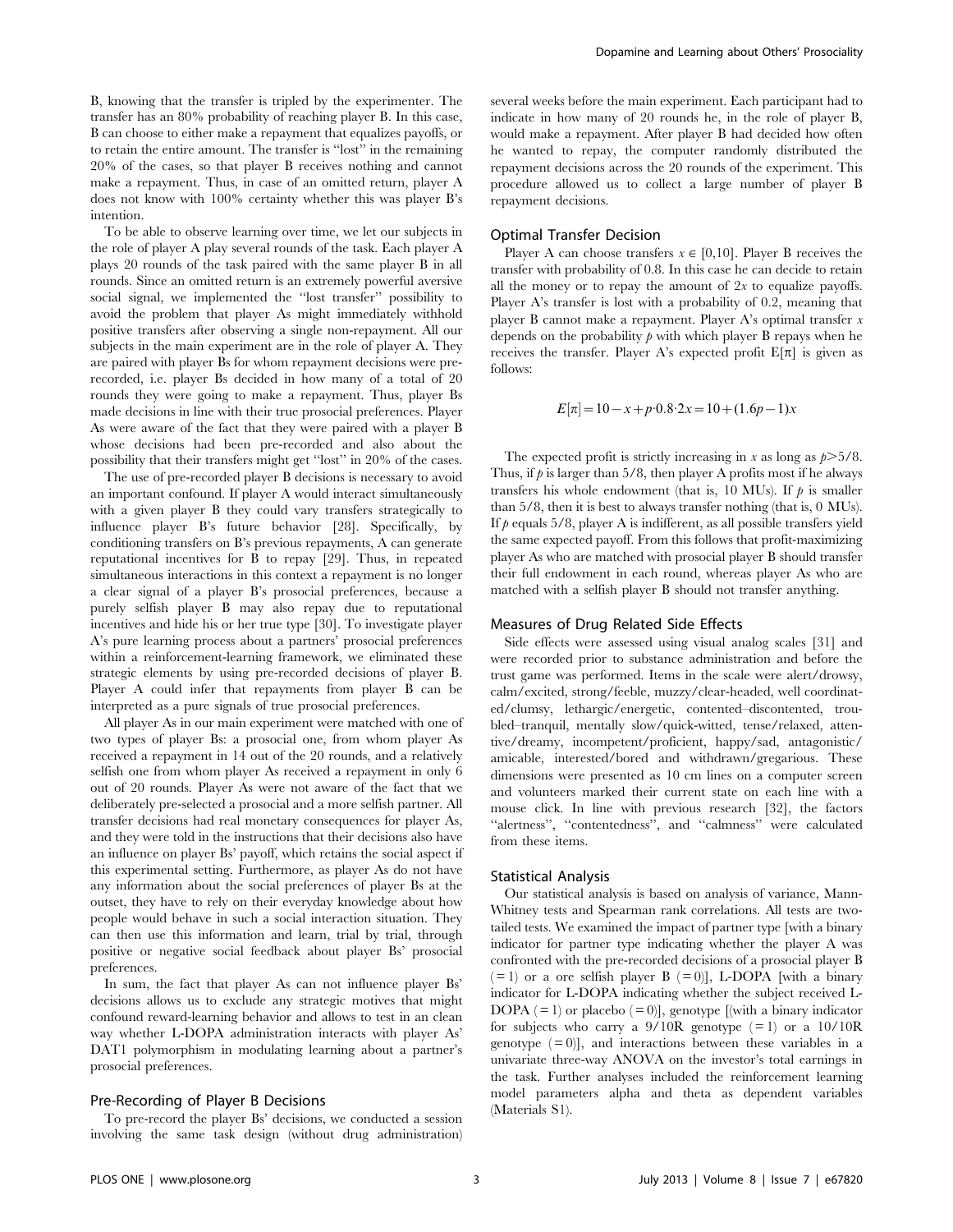B, knowing that the transfer is tripled by the experimenter. The transfer has an 80% probability of reaching player B. In this case, B can choose to either make a repayment that equalizes payoffs, or to retain the entire amount. The transfer is "lost" in the remaining 20% of the cases, so that player B receives nothing and cannot make a repayment. Thus, in case of an omitted return, player A does not know with 100% certainty whether this was player B's intention.

To be able to observe learning over time, we let our subjects in the role of player A play several rounds of the task. Each player A plays 20 rounds of the task paired with the same player B in all rounds. Since an omitted return is an extremely powerful aversive social signal, we implemented the "lost transfer" possibility to avoid the problem that player As might immediately withhold positive transfers after observing a single non-repayment. All our subjects in the main experiment are in the role of player A. They are paired with player Bs for whom repayment decisions were pre-recorded, i.e. player Bs decided in how many of a total of 20 rounds they were going to make a repayment. Thus, player Bs made decisions in line with their true prosocial preferences. Player As were aware of the fact that they were paired with a player B whose decisions had been pre-recorded and also about the possibility that their transfers might get "lost" in 20% of the cases.

The use of pre-recorded player B decisions is necessary to avoid an important confound. If player A would interact simultaneously with a given player B they could vary transfers strategically to influence player B's future behavior [28]. Specifically, by conditioning transfers on B's previous repayments, A can generate reputational incentives for B to repay [29]. Thus, in repeated simultaneous interactions in this context a repayment is no longer a clear signal of a player B's prosocial preferences, because a purely selfish player B may also repay due to reputational incentives and hide his or her true type [30]. To investigate player A's pure learning process about a partners' prosocial preferences within a reinforcement-learning framework, we eliminated these strategic elements by using pre-recorded decisions of player B. Player A could infer that repayments from player B can be interpreted as a pure signals of true prosocial preferences.

All player As in our main experiment were matched with one of two types of player Bs: a prosocial one, from whom player As received a repayment in 14 out of the 20 rounds, and a relatively selfish one from whom player As received a repayment in only 6 out of 20 rounds. Player As were not aware of the fact that we deliberately pre-selected a prosocial and a more selfish partner. All transfer decisions had real monetary consequences for player As, and they were told in the instructions that their decisions also have an influence on player Bs' payoff, which retains the social aspect if this experimental setting. Furthermore, as player As do not have any information about the social preferences of player Bs at the outset, they have to rely on their everyday knowledge about how people would behave in such a social interaction situation. They can then use this information and learn, trial by trial, through positive or negative social feedback about player Bs' prosocial preferences.

In sum, the fact that player As can not influence player Bs' decisions allows us to exclude any strategic motives that might confound reward-learning behavior and allows to test in an clean way whether L-DOPA administration interacts with player As' DAT1 polymorphism in modulating learning about a partner's prosocial preferences.

## Pre-Recording of Player B Decisions

To pre-record the player Bs' decisions, we conducted a session involving the same task design (without drug administration) several weeks before the main experiment. Each participant had to indicate in how many of 20 rounds he, in the role of player B, would make a repayment. After player B had decided how often he wanted to repay, the computer randomly distributed the repayment decisions across the 20 rounds of the experiment. This procedure allowed us to collect a large number of player B repayment decisions.

## Optimal Transfer Decision

Player A can choose transfers $x \in [0,10]$. Player B receives the transfer with probability of 0.8. In this case he can decide to retain all the money or to repay the amount of $2x$ to equalize payoffs. Player A's transfer is lost with a probability of 0.2, meaning that player B cannot make a repayment. Player A's optimal transfer $x$ depends on the probability $p$ with which player B repays when he receives the transfer. Player A's expected profit $E[\pi]$ is given as follows:

$$E[\pi] = 10 - x + p \cdot 0.8 \cdot 2x = 10 + (1.6p - 1)x$$

The expected profit is strictly increasing in $x$ as long as $p > 5/8$. Thus, if $p$ is larger than 5/8, then player A profits most if he always transfers his whole endowment (that is, 10 MUs). If $p$ is smaller than 5/8, then it is best to always transfer nothing (that is, 0 MUs). If $p$ equals 5/8, player A is indifferent, as all possible transfers yield the same expected payoff. From this follows that profit-maximizing player As who are matched with prosocial player B should transfer their full endowment in each round, whereas player As who are matched with a selfish player B should not transfer anything.

## Measures of Drug Related Side Effects

Side effects were assessed using visual analog scales [31] and were recorded prior to substance administration and before the trust game was performed. Items in the scale were alert/drowsy, calm/excited, strong/feeble, muzzy/clear-headed, well coordinated/clumsy, lethargic/energetic, contented–discontented, troubled–tranquil, mentally slow/quick-witted, tense/relaxed, attentive/dreamy, incompetent/proficient, happy/sad, antagonistic/amicable, interested/bored and withdrawn/gregarious. These dimensions were presented as 10 cm lines on a computer screen and volunteers marked their current state on each line with a mouse click. In line with previous research [32], the factors "alertness", "contentedness", and "calmness" were calculated from these items.

## Statistical Analysis

Our statistical analysis is based on analysis of variance, Mann-Whitney tests and Spearman rank correlations. All tests are two-tailed tests. We examined the impact of partner type [with a binary indicator for partner type indicating whether the player A was confronted with the pre-recorded decisions of a prosocial player B (= 1) or a ore selfish player B (= 0)], L-DOPA [with a binary indicator for L-DOPA indicating whether the subject received L-DOPA (= 1) or placebo (= 0)], genotype [(with a binary indicator for subjects who carry a 9/10R genotype (= 1) or a 10/10R genotype (= 0)], and interactions between these variables in a univariate three-way ANOVA on the investor's total earnings in the task. Further analyses included the reinforcement learning model parameters alpha and theta as dependent variables (Materials S1).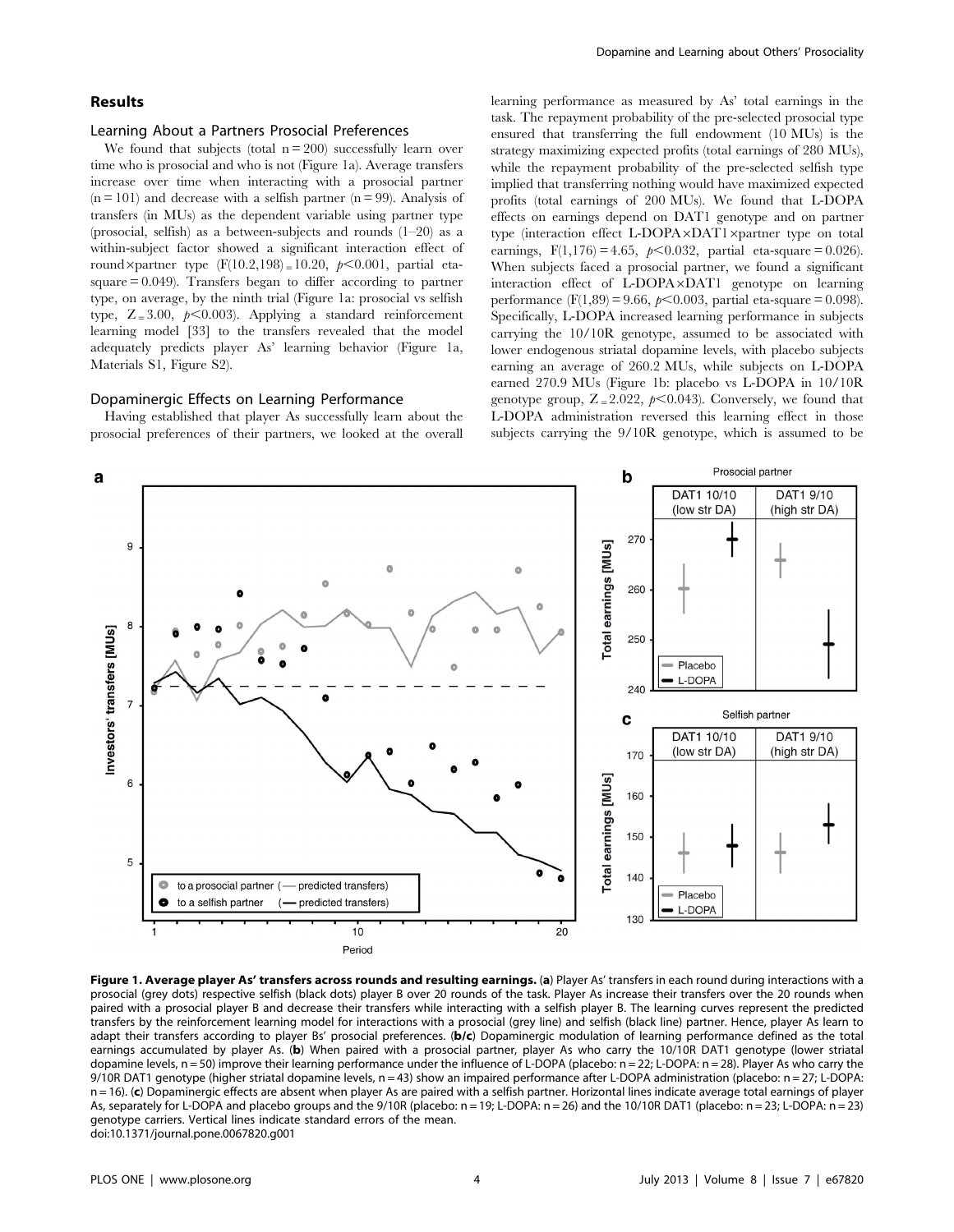## Results

### Learning About a Partners Prosocial Preferences

We found that subjects (total n = 200) successfully learn over time who is prosocial and who is not (Figure 1a). Average transfers increase over time when interacting with a prosocial partner (n = 101) and decrease with a selfish partner (n = 99). Analysis of transfers (in MUs) as the dependent variable using partner type (prosocial, selfish) as a between-subjects and rounds (1–20) as a within-subject factor showed a significant interaction effect of round×partner type ($F(10.2,198) = 10.20$, $p<0.001$, partial eta-square = 0.049). Transfers began to differ according to partner type, on average, by the ninth trial (Figure 1a: prosocial vs selfish type, $Z = 3.00$, $p<0.003$). Applying a standard reinforcement learning model [33] to the transfers revealed that the model adequately predicts player As' learning behavior (Figure 1a, Materials S1, Figure S2).

### Dopaminergic Effects on Learning Performance

Having established that player As successfully learn about the prosocial preferences of their partners, we looked at the overall learning performance as measured by As' total earnings in the task. The repayment probability of the pre-selected prosocial type ensured that transferring the full endowment (10 MUs) is the strategy maximizing expected profits (total earnings of 280 MUs), while the repayment probability of the pre-selected selfish type implied that transferring nothing would have maximized expected profits (total earnings of 200 MUs). We found that L-DOPA effects on earnings depend on DAT1 genotype and on partner type (interaction effect L-DOPA×DAT1×partner type on total earnings, $F(1,176) = 4.65$, $p<0.032$, partial eta-square = 0.026). When subjects faced a prosocial partner, we found a significant interaction effect of L-DOPA×DAT1 genotype on learning performance ($F(1,89) = 9.66$, $p<0.003$, partial eta-square = 0.098). Specifically, L-DOPA increased learning performance in subjects carrying the 10/10R genotype, assumed to be associated with lower endogenous striatal dopamine levels, with placebo subjects earning an average of 260.2 MUs, while subjects on L-DOPA earned 270.9 MUs (Figure 1b: placebo vs L-DOPA in 10/10R genotype group, $Z = 2.022$, $p<0.043$). Conversely, we found that L-DOPA administration reversed this learning effect in those subjects carrying the 9/10R genotype, which is assumed to be

**Figure 1. Average player As' transfers across rounds and resulting earnings.** (**a**) Player As' transfers in each round during interactions with a prosocial (grey dots) respective selfish (black dots) player B over 20 rounds of the task. Player As increase their transfers over the 20 rounds when paired with a prosocial player B and decrease their transfers while interacting with a selfish player B. The learning curves represent the predicted transfers by the reinforcement learning model for interactions with a prosocial (grey line) and selfish (black line) partner. Hence, player As learn to adapt their transfers according to player Bs' prosocial preferences. (**b/c**) Dopaminergic modulation of learning performance defined as the total earnings accumulated by player As. (**b**) When paired with a prosocial partner, player As who carry the 10/10R DAT1 genotype (lower striatal dopamine levels, n = 50) improve their learning performance under the influence of L-DOPA (placebo: n = 22; L-DOPA: n = 28). Player As who carry the 9/10R DAT1 genotype (higher striatal dopamine levels, n = 43) show an impaired performance after L-DOPA administration (placebo: n = 27; L-DOPA: n = 16). (**c**) Dopaminergic effects are absent when player As are paired with a selfish partner. Horizontal lines indicate average total earnings of player As, separately for L-DOPA and placebo groups and the 9/10R (placebo: n = 19; L-DOPA: n = 26) and the 10/10R DAT1 (placebo: n = 23; L-DOPA: n = 23) genotype carriers. Vertical lines indicate standard errors of the mean.
doi:10.1371/journal.pone.0067820.g001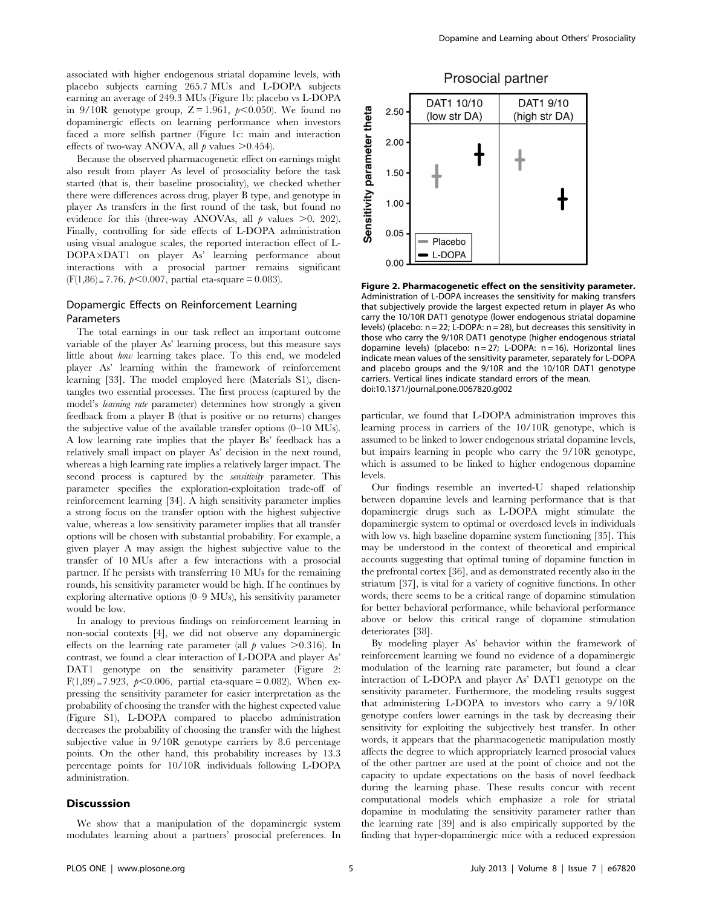associated with higher endogenous striatal dopamine levels, with placebo subjects earning 265.7 MUs and L-DOPA subjects earning an average of 249.3 MUs (Figure 1b: placebo vs L-DOPA in 9/10R genotype group, $Z = 1.961$, $p<0.050$). We found no dopaminergic effects on learning performance when investors faced a more selfish partner (Figure 1c: main and interaction effects of two-way ANOVA, all $p$ values $>0.454$).

Because the observed pharmacogenetic effect on earnings might also result from player As level of prosociality before the task started (that is, their baseline prosociality), we checked whether there were differences across drug, player B type, and genotype in player As transfers in the first round of the task, but found no evidence for this (three-way ANOVAs, all $p$ values $>0.202$). Finally, controlling for side effects of L-DOPA administration using visual analogue scales, the reported interaction effect of L-DOPA×DAT1 on player As' learning performance about interactions with a prosocial partner remains significant ($F(1,86) = 7.76$, $p<0.007$, partial eta-square = 0.083).

## Dopamergic Effects on Reinforcement Learning Parameters

The total earnings in our task reflect an important outcome variable of the player As' learning process, but this measure says little about *how* learning takes place. To this end, we modeled player As' learning within the framework of reinforcement learning [33]. The model employed here (Materials S1), disentangles two essential processes. The first process (captured by the model's *learning rate* parameter) determines how strongly a given feedback from a player B (that is positive or no returns) changes the subjective value of the available transfer options (0–10 MUs). A low learning rate implies that the player Bs' feedback has a relatively small impact on player As' decision in the next round, whereas a high learning rate implies a relatively larger impact. The second process is captured by the *sensitivity* parameter. This parameter specifies the exploration-exploitation trade-off of reinforcement learning [34]. A high sensitivity parameter implies a strong focus on the transfer option with the highest subjective value, whereas a low sensitivity parameter implies that all transfer options will be chosen with substantial probability. For example, a given player A may assign the highest subjective value to the transfer of 10 MUs after a few interactions with a prosocial partner. If he persists with transferring 10 MUs for the remaining rounds, his sensitivity parameter would be high. If he continues by exploring alternative options (0–9 MUs), his sensitivity parameter would be low.

In analogy to previous findings on reinforcement learning in non-social contexts [4], we did not observe any dopaminergic effects on the learning rate parameter (all $p$ values $>0.316$). In contrast, we found a clear interaction of L-DOPA and player As' DAT1 genotype on the sensitivity parameter (Figure 2: $F(1,89) = 7.923$, $p<0.006$, partial eta-square = 0.082). When expressing the sensitivity parameter for easier interpretation as the probability of choosing the transfer with the highest expected value (Figure S1), L-DOPA compared to placebo administration decreases the probability of choosing the transfer with the highest subjective value in 9/10R genotype carriers by 8.6 percentage points. On the other hand, this probability increases by 13.3 percentage points for 10/10R individuals following L-DOPA administration.

**Figure 2. Pharmacogenetic effect on the sensitivity parameter.** Administration of L-DOPA increases the sensitivity for making transfers that subjectively provide the largest expected return in player As who carry the 10/10R DAT1 genotype (lower endogenous striatal dopamine levels) (placebo: n = 22; L-DOPA: n = 28), but decreases this sensitivity in those who carry the 9/10R DAT1 genotype (higher endogenous striatal dopamine levels) (placebo: n = 27; L-DOPA: n = 16). Horizontal lines indicate mean values of the sensitivity parameter, separately for L-DOPA and placebo groups and the 9/10R and the 10/10R DAT1 genotype carriers. Vertical lines indicate standard errors of the mean.
doi:10.1371/journal.pone.0067820.g002

## Discusssion

We show that a manipulation of the dopaminergic system modulates learning about a partners' prosocial preferences. In particular, we found that L-DOPA administration improves this learning process in carriers of the 10/10R genotype, which is assumed to be linked to lower endogenous striatal dopamine levels, but impairs learning in people who carry the 9/10R genotype, which is assumed to be linked to higher endogenous dopamine levels.

Our findings resemble an inverted-U shaped relationship between dopamine levels and learning performance that is that dopaminergic drugs such as L-DOPA might stimulate the dopaminergic system to optimal or overdosed levels in individuals with low vs. high baseline dopamine system functioning [35]. This may be understood in the context of theoretical and empirical accounts suggesting that optimal tuning of dopamine function in the prefrontal cortex [36], and as demonstrated recently also in the striatum [37], is vital for a variety of cognitive functions. In other words, there seems to be a critical range of dopamine stimulation for better behavioral performance, while behavioral performance above or below this critical range of dopamine stimulation deteriorates [38].

By modeling player As' behavior within the framework of reinforcement learning we found no evidence of a dopaminergic modulation of the learning rate parameter, but found a clear interaction of L-DOPA and player As' DAT1 genotype on the sensitivity parameter. Furthermore, the modeling results suggest that administering L-DOPA to investors who carry a 9/10R genotype confers lower earnings in the task by decreasing their sensitivity for exploiting the subjectively best transfer. In other words, it appears that the pharmacogenetic manipulation mostly affects the degree to which appropriately learned prosocial values of the other partner are used at the point of choice and not the capacity to update expectations on the basis of novel feedback during the learning phase. These results concur with recent computational models which emphasize a role for striatal dopamine in modulating the sensitivity parameter rather than the learning rate [39] and is also empirically supported by the finding that hyper-dopaminergic mice with a reduced expression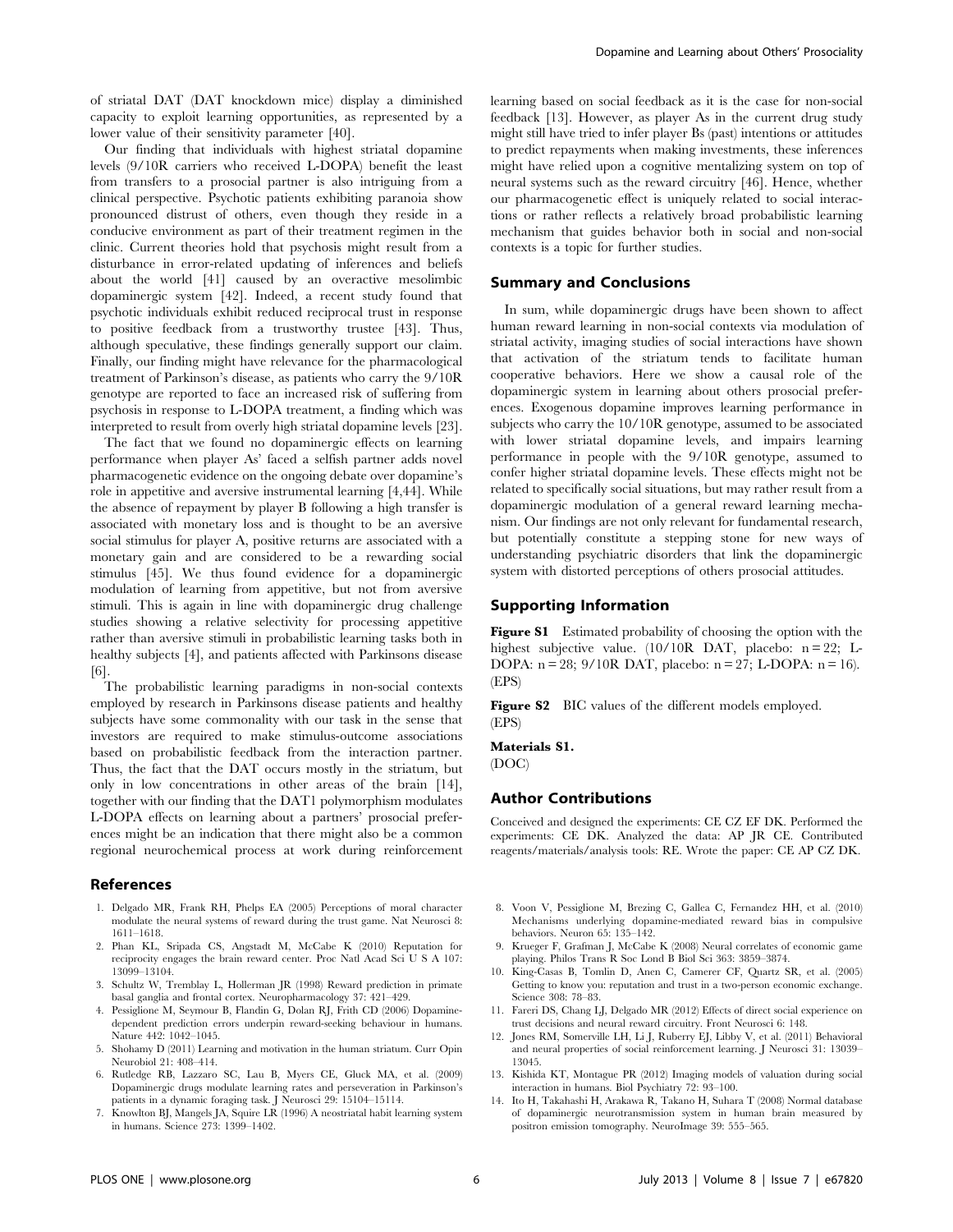of striatal DAT (DAT knockdown mice) display a diminished capacity to exploit learning opportunities, as represented by a lower value of their sensitivity parameter [40].

Our finding that individuals with highest striatal dopamine levels (9/10R carriers who received L-DOPA) benefit the least from transfers to a prosocial partner is also intriguing from a clinical perspective. Psychotic patients exhibiting paranoia show pronounced distrust of others, even though they reside in a conducive environment as part of their treatment regimen in the clinic. Current theories hold that psychosis might result from a disturbance in error-related updating of inferences and beliefs about the world [41] caused by an overactive mesolimbic dopaminergic system [42]. Indeed, a recent study found that psychotic individuals exhibit reduced reciprocal trust in response to positive feedback from a trustworthy trustee [43]. Thus, although speculative, these findings generally support our claim. Finally, our finding might have relevance for the pharmacological treatment of Parkinson's disease, as patients who carry the 9/10R genotype are reported to face an increased risk of suffering from psychosis in response to L-DOPA treatment, a finding which was interpreted to result from overly high striatal dopamine levels [23].

The fact that we found no dopaminergic effects on learning performance when player As' faced a selfish partner adds novel pharmacogenetic evidence on the ongoing debate over dopamine's role in appetitive and aversive instrumental learning [4,44]. While the absence of repayment by player B following a high transfer is associated with monetary loss and is thought to be an aversive social stimulus for player A, positive returns are associated with a monetary gain and are considered to be a rewarding social stimulus [45]. We thus found evidence for a dopaminergic modulation of learning from appetitive, but not from aversive stimuli. This is again in line with dopaminergic drug challenge studies showing a relative selectivity for processing appetitive rather than aversive stimuli in probabilistic learning tasks both in healthy subjects [4], and patients affected with Parkinsons disease [6].

The probabilistic learning paradigms in non-social contexts employed by research in Parkinsons disease patients and healthy subjects have some commonality with our task in the sense that investors are required to make stimulus-outcome associations based on probabilistic feedback from the interaction partner. Thus, the fact that the DAT occurs mostly in the striatum, but only in low concentrations in other areas of the brain [14], together with our finding that the DAT1 polymorphism modulates L-DOPA effects on learning about a partners' prosocial preferences might be an indication that there might also be a common regional neurochemical process at work during reinforcement learning based on social feedback as it is the case for non-social feedback [13]. However, as player As in the current drug study might still have tried to infer player Bs (past) intentions or attitudes to predict repayments when making investments, these inferences might have relied upon a cognitive mentalizing system on top of neural systems such as the reward circuitry [46]. Hence, whether our pharmacogenetic effect is uniquely related to social interactions or rather reflects a relatively broad probabilistic learning mechanism that guides behavior both in social and non-social contexts is a topic for further studies.

## Summary and Conclusions

In sum, while dopaminergic drugs have been shown to affect human reward learning in non-social contexts via modulation of striatal activity, imaging studies of social interactions have shown that activation of the striatum tends to facilitate human cooperative behaviors. Here we show a causal role of the dopaminergic system in learning about others prosocial preferences. Exogenous dopamine improves learning performance in subjects who carry the 10/10R genotype, assumed to be associated with lower striatal dopamine levels, and impairs learning performance in people with the 9/10R genotype, assumed to confer higher striatal dopamine levels. These effects might not be related to specifically social situations, but may rather result from a dopaminergic modulation of a general reward learning mechanism. Our findings are not only relevant for fundamental research, but potentially constitute a stepping stone for new ways of understanding psychiatric disorders that link the dopaminergic system with distorted perceptions of others prosocial attitudes.

## Supporting Information

**Figure S1** Estimated probability of choosing the option with the highest subjective value. (10/10R DAT, placebo: n = 22; L-DOPA: n = 28; 9/10R DAT, placebo: n = 27; L-DOPA: n = 16). (EPS)

**Figure S2** BIC values of the different models employed. (EPS)

**Materials S1.**
(DOC)

## Author Contributions

Conceived and designed the experiments: CE CZ EF DK. Performed the experiments: CE DK. Analyzed the data: AP JR CE. Contributed reagents/materials/analysis tools: RE. Wrote the paper: CE AP CZ DK.

## References

1. Delgado MR, Frank RH, Phelps EA (2005) Perceptions of moral character modulate the neural systems of reward during the trust game. Nat Neurosci 8: 1611–1618.
2. Phan KL, Sripada CS, Angstadt M, McCabe K (2010) Reputation for reciprocity engages the brain reward center. Proc Natl Acad Sci U S A 107: 13099–13104.
3. Schultz W, Tremblay L, Hollerman JR (1998) Reward prediction in primate basal ganglia and frontal cortex. Neuropharmacology 37: 421–429.
4. Pessiglione M, Seymour B, Flandin G, Dolan RJ, Frith CD (2006) Dopamine-dependent prediction errors underpin reward-seeking behaviour in humans. Nature 442: 1042–1045.
5. Shohamy D (2011) Learning and motivation in the human striatum. Curr Opin Neurobiol 21: 408–414.
6. Rutledge RB, Lazzaro SC, Lau B, Myers CE, Gluck MA, et al. (2009) Dopaminergic drugs modulate learning rates and perseveration in Parkinson's patients in a dynamic foraging task. J Neurosci 29: 15104–15114.
7. Knowlton BJ, Mangels JA, Squire LR (1996) A neostriatal habit learning system in humans. Science 273: 1399–1402.
8. Voon V, Pessiglione M, Brezing C, Gallea C, Fernandez HH, et al. (2010) Mechanisms underlying dopamine-mediated reward bias in compulsive behaviors. Neuron 65: 135–142.
9. Krueger F, Grafman J, McCabe K (2008) Neural correlates of economic game playing. Philos Trans R Soc Lond B Biol Sci 363: 3859–3874.
10. King-Casas B, Tomlin D, Anen C, Camerer CF, Quartz SR, et al. (2005) Getting to know you: reputation and trust in a two-person economic exchange. Science 308: 78–83.
11. Fareri DS, Chang LJ, Delgado MR (2012) Effects of direct social experience on trust decisions and neural reward circuitry. Front Neurosci 6: 148.
12. Jones RM, Somerville LH, Li J, Ruberry EJ, Libby V, et al. (2011) Behavioral and neural properties of social reinforcement learning. J Neurosci 31: 13039–13045.
13. Kishida KT, Montague PR (2012) Imaging models of valuation during social interaction in humans. Biol Psychiatry 72: 93–100.
14. Ito H, Takahashi H, Arakawa R, Takano H, Suhara T (2008) Normal database of dopaminergic neurotransmission system in human brain measured by positron emission tomography. NeuroImage 39: 555–565.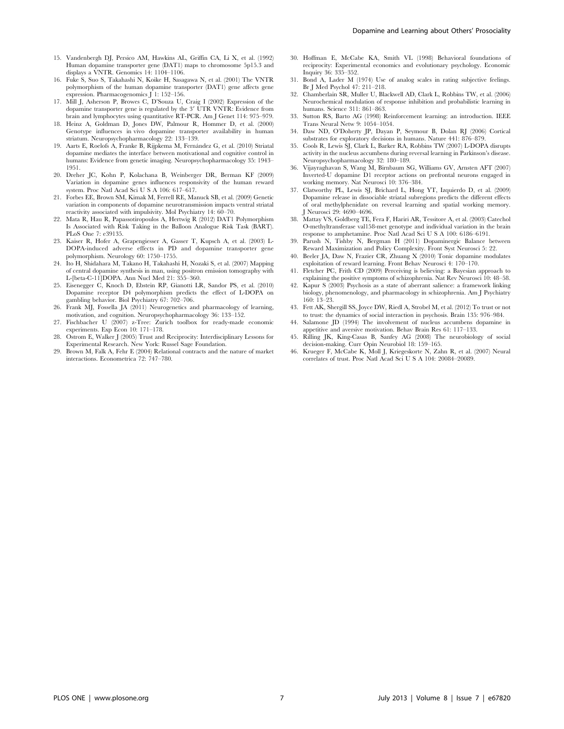15. Vandenbergh DJ, Persico AM, Hawkins AL, Griffin CA, Li X, et al. (1992) Human dopamine transporter gene (DAT1) maps to chromosome 5p15.3 and displays a VNTR. Genomics 14: 1104–1106.
16. Fuke S, Suo S, Takahashi N, Koike H, Sasagawa N, et al. (2001) The VNTR polymorphism of the human dopamine transporter (DAT1) gene affects gene expression. Pharmacogenomics J 1: 152–156.
17. Mill J, Asherson P, Browes C, D'Souza U, Craig I (2002) Expression of the dopamine transporter gene is regulated by the 3′ UTR VNTR: Evidence from brain and lymphocytes using quantitative RT-PCR. Am J Genet 114: 975–979.
18. Heinz A, Goldman D, Jones DW, Palmour R, Hommer D, et al. (2000) Genotype influences in vivo dopamine transporter availability in human striatum. Neuropsychopharmacology 22: 133–139.
19. Aarts E, Roelofs A, Franke B, Rijpkema M, Fernández G, et al. (2010) Striatal dopamine mediates the interface between motivational and cognitive control in humans: Evidence from genetic imaging. Neuropsychopharmacology 35: 1943–1951.
20. Dreher JC, Kohn P, Kolachana B, Weinberger DR, Berman KF (2009) Variation in dopamine genes influences responsivity of the human reward system. Proc Natl Acad Sci U S A 106: 617–617.
21. Forbes EE, Brown SM, Kimak M, Ferrell RE, Manuck SB, et al. (2009) Genetic variation in components of dopamine neurotransmission impacts ventral striatal reactivity associated with impulsivity. Mol Psychiatry 14: 60–70.
22. Mata R, Hau R, Papassotiropoulos A, Hertwig R (2012) DAT1 Polymorphism Is Associated with Risk Taking in the Balloon Analogue Risk Task (BART). PLoS One 7: e39135.
23. Kaiser R, Hofer A, Grapengiesser A, Gasser T, Kupsch A, et al. (2003) L-DOPA-induced adverse effects in PD and dopamine transporter gene polymorphism. Neurology 60: 1750–1755.
24. Ito H, Shidahara M, Takano H, Takahashi H, Nozaki S, et al. (2007) Mapping of central dopamine synthesis in man, using positron emission tomography with L-[beta-C-11]DOPA. Ann Nucl Med 21: 355–360.
25. Eisenegger C, Knoch D, Ebstein RP, Gianotti LR, Sandor PS, et al. (2010) Dopamine receptor D4 polymorphism predicts the effect of L-DOPA on gambling behavior. Biol Psychiatry 67: 702–706.
26. Frank MJ, Fossella JA (2011) Neurogenetics and pharmacology of learning, motivation, and cognition. Neuropsychopharmacology 36: 133–152.
27. Fischbacher U (2007) z-Tree: Zurich toolbox for ready-made economic experiments. Exp Econ 10: 171–178.
28. Ostrom E, Walker J (2005) Trust and Reciprocity: Interdisciplinary Lessons for Experimental Research. New York: Russel Sage Foundation.
29. Brown M, Falk A, Fehr E (2004) Relational contracts and the nature of market interactions. Econometrica 72: 747–780.
30. Hoffman E, McCabe KA, Smith VL (1998) Behavioral foundations of reciprocity: Experimental economics and evolutionary psychology. Economic Inquiry 36: 335–352.
31. Bond A, Lader M (1974) Use of analog scales in rating subjective feelings. Br J Med Psychol 47: 211–218.
32. Chamberlain SR, Muller U, Blackwell AD, Clark L, Robbins TW, et al. (2006) Neurochemical modulation of response inhibition and probabilistic learning in humans. Science 311: 861–863.
33. Sutton RS, Barto AG (1998) Reinforcement learning: an introduction. IEEE Trans Neural Netw 9: 1054–1054.
34. Daw ND, O'Doherty JP, Dayan P, Seymour B, Dolan RJ (2006) Cortical substrates for exploratory decisions in humans. Nature 441: 876–879.
35. Cools R, Lewis SJ, Clark L, Barker RA, Robbins TW (2007) L-DOPA disrupts activity in the nucleus accumbens during reversal learning in Parkinson's disease. Neuropsychopharmacology 32: 180–189.
36. Vijayraghavan S, Wang M, Birnbaum SG, Williams GV, Arnsten AFT (2007) Inverted-U dopamine D1 receptor actions on prefrontal neurons engaged in working memory. Nat Neurosci 10: 376–384.
37. Clatworthy PL, Lewis SJ, Brichard L, Hong YT, Izquierdo D, et al. (2009) Dopamine release in dissociable striatal subregions predicts the different effects of oral methylphenidate on reversal learning and spatial working memory. J Neurosci 29: 4690–4696.
38. Mattay VS, Goldberg TE, Fera F, Hariri AR, Tessitore A, et al. (2003) Catechol O-methyltransferase val158-met genotype and individual variation in the brain response to amphetamine. Proc Natl Acad Sci U S A 100: 6186–6191.
39. Parush N, Tishby N, Bergman H (2011) Dopaminergic Balance between Reward Maximization and Policy Complexity. Front Syst Neurosci 5: 22.
40. Beeler JA, Daw N, Frazier CR, Zhuang X (2010) Tonic dopamine modulates exploitation of reward learning. Front Behav Neurosci 4: 170–170.
41. Fletcher PC, Frith CD (2009) Perceiving is believing: a Bayesian approach to explaining the positive symptoms of schizophrenia. Nat Rev Neurosci 10: 48–58.
42. Kapur S (2003) Psychosis as a state of aberrant salience: a framework linking biology, phenomenology, and pharmacology in schizophrenia. Am J Psychiatry 160: 13–23.
43. Fett AK, Shergill SS, Joyce DW, Riedl A, Strobel M, et al. (2012) To trust or not to trust: the dynamics of social interaction in psychosis. Brain 135: 976–984.
44. Salamone JD (1994) The involvement of nucleus accumbens dopamine in appetitive and aversive motivation. Behav Brain Res 61: 117–133.
45. Rilling JK, King-Casas B, Sanfey AG (2008) The neurobiology of social decision-making. Curr Opin Neurobiol 18: 159–165.
46. Krueger F, McCabe K, Moll J, Kriegeskorte N, Zahn R, et al. (2007) Neural correlates of trust. Proc Natl Acad Sci U S A 104: 20084–20089.